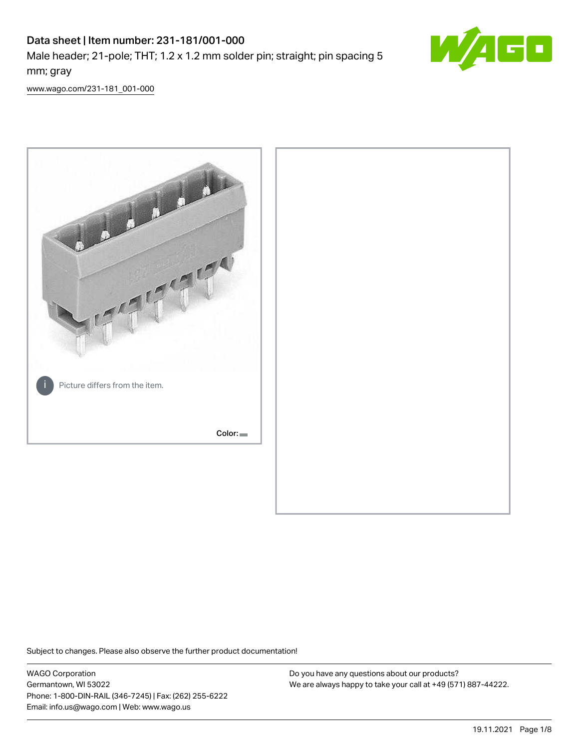# Data sheet | Item number: 231-181/001-000

Male header; 21-pole; THT; 1.2 x 1.2 mm solder pin; straight; pin spacing 5 mm; gray

www.wago.com/231-181_001-000

Picture differs from the item.

Color:

Subject to changes. Please also observe the further product documentation!

WAGO Corporation
Germantown, WI 53022
Phone: 1-800-DIN-RAIL (346-7245) | Fax: (262) 255-6222
Email: info.us@wago.com | Web: www.wago.us

Do you have any questions about our products?
We are always happy to take your call at +49 (571) 887-44222.

19.11.2021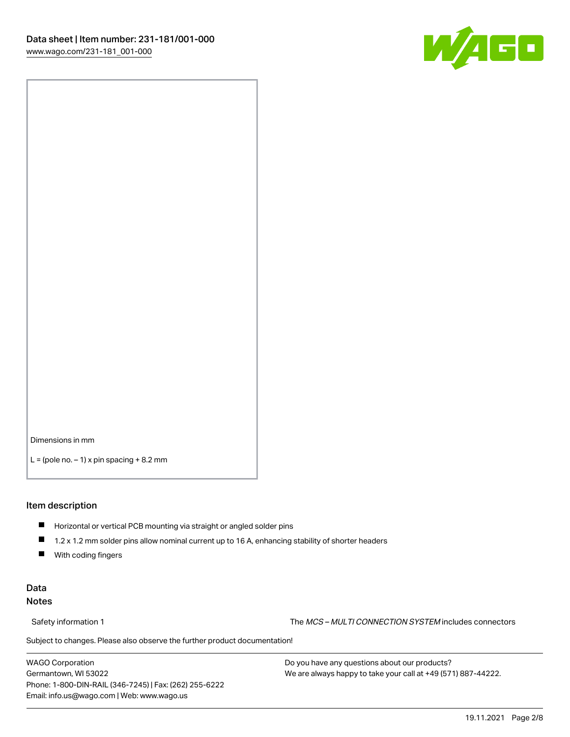Dimensions in mm

L = (pole no. – 1) x pin spacing + 8.2 mm

## Item description

- Horizontal or vertical PCB mounting via straight or angled solder pins
- 1.2 x 1.2 mm solder pins allow nominal current up to 16 A, enhancing stability of shorter headers
- With coding fingers

## Data
### Notes

Safety information 1 The *MCS – MULTI CONNECTION SYSTEM* includes connectors

Subject to changes. Please also observe the further product documentation!

WAGO Corporation
Germantown, WI 53022
Phone: 1-800-DIN-RAIL (346-7245) | Fax: (262) 255-6222
Email: info.us@wago.com | Web: www.wago.us

Do you have any questions about our products?
We are always happy to take your call at +49 (571) 887-44222.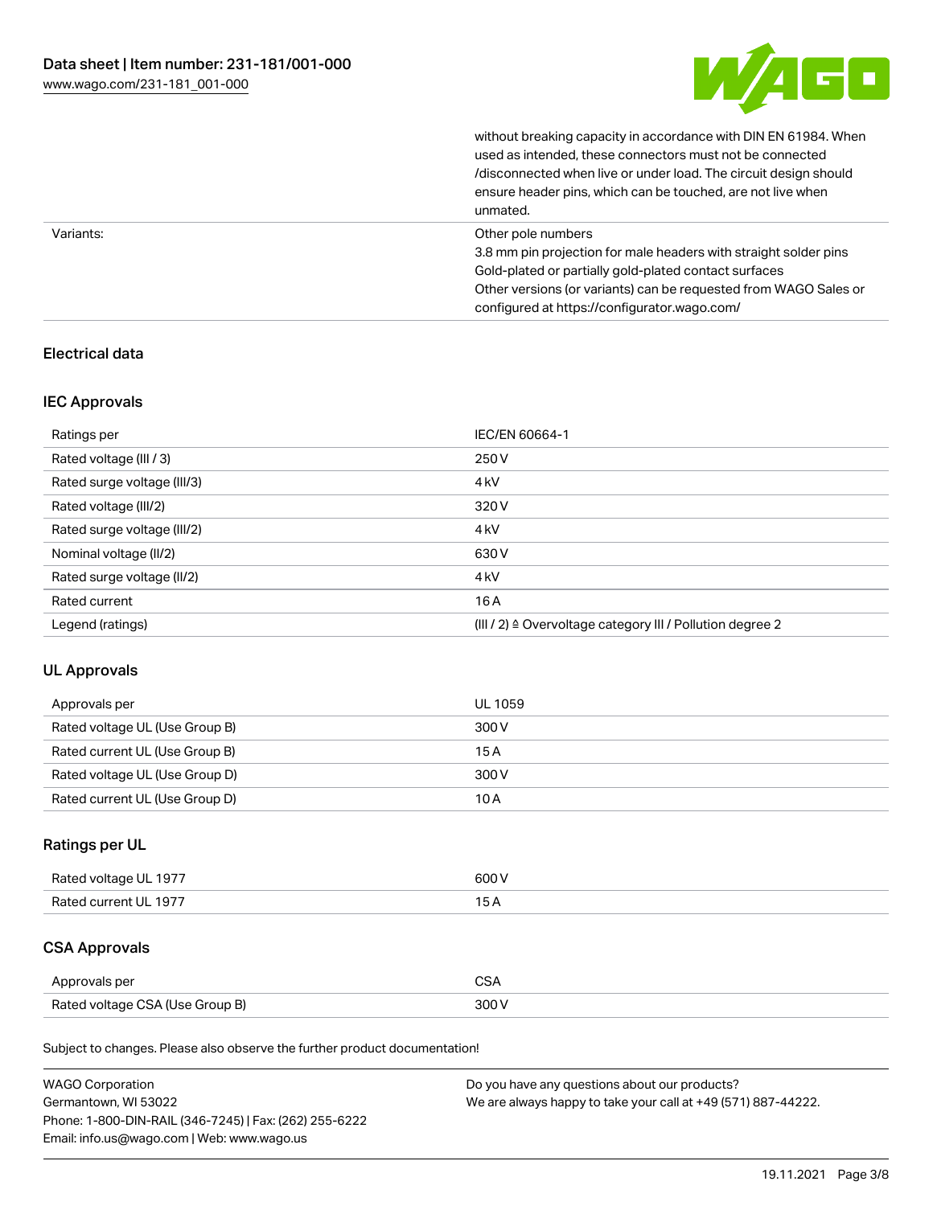| | |
|---|---|
| | without breaking capacity in accordance with DIN EN 61984. When used as intended, these connectors must not be connected /disconnected when live or under load. The circuit design should ensure header pins, which can be touched, are not live when unmated. |
| Variants: | Other pole numbers<br>3.8 mm pin projection for male headers with straight solder pins<br>Gold-plated or partially gold-plated contact surfaces<br>Other versions (or variants) can be requested from WAGO Sales or configured at https://configurator.wago.com/ |

## Electrical data

### IEC Approvals

| Ratings per | IEC/EN 60664-1 |
|---|---|
| Rated voltage (III / 3) | 250 V |
| Rated surge voltage (III/3) | 4 kV |
| Rated voltage (III/2) | 320 V |
| Rated surge voltage (III/2) | 4 kV |
| Nominal voltage (II/2) | 630 V |
| Rated surge voltage (II/2) | 4 kV |
| Rated current | 16 A |
| Legend (ratings) | (III / 2) ≙ Overvoltage category III / Pollution degree 2 |

### UL Approvals

| Approvals per | UL 1059 |
|---|---|
| Rated voltage UL (Use Group B) | 300 V |
| Rated current UL (Use Group B) | 15 A |
| Rated voltage UL (Use Group D) | 300 V |
| Rated current UL (Use Group D) | 10 A |

### Ratings per UL

| Rated voltage UL 1977 | 600 V |
|---|---|
| Rated current UL 1977 | 15 A |

### CSA Approvals

| Approvals per | CSA |
|---|---|
| Rated voltage CSA (Use Group B) | 300 V |

Subject to changes. Please also observe the further product documentation!

WAGO Corporation
Germantown, WI 53022
Phone: 1-800-DIN-RAIL (346-7245) | Fax: (262) 255-6222
Email: info.us@wago.com | Web: www.wago.us

Do you have any questions about our products?
We are always happy to take your call at +49 (571) 887-44222.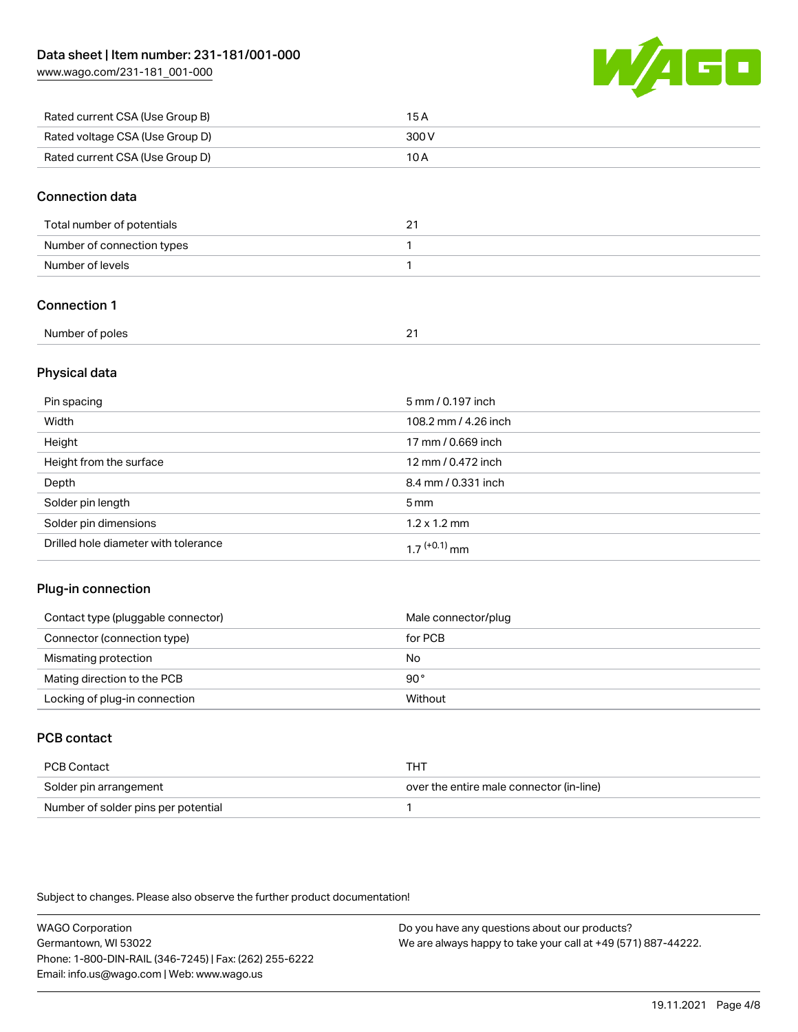| Rated current CSA (Use Group B) | 15 A |
| --- | --- |
| Rated voltage CSA (Use Group D) | 300 V |
| Rated current CSA (Use Group D) | 10 A |

## Connection data

| Total number of potentials | 21 |
| --- | --- |
| Number of connection types | 1 |
| Number of levels | 1 |

## Connection 1

| Number of poles | 21 |
| --- | --- |

## Physical data

| Pin spacing | 5 mm / 0.197 inch |
| --- | --- |
| Width | 108.2 mm / 4.26 inch |
| Height | 17 mm / 0.669 inch |
| Height from the surface | 12 mm / 0.472 inch |
| Depth | 8.4 mm / 0.331 inch |
| Solder pin length | 5 mm |
| Solder pin dimensions | 1.2 x 1.2 mm |
| Drilled hole diameter with tolerance | $1.7^{(+0.1)}$ mm |

## Plug-in connection

| Contact type (pluggable connector) | Male connector/plug |
| --- | --- |
| Connector (connection type) | for PCB |
| Mismating protection | No |
| Mating direction to the PCB | 90° |
| Locking of plug-in connection | Without |

## PCB contact

| PCB Contact | THT |
| --- | --- |
| Solder pin arrangement | over the entire male connector (in-line) |
| Number of solder pins per potential | 1 |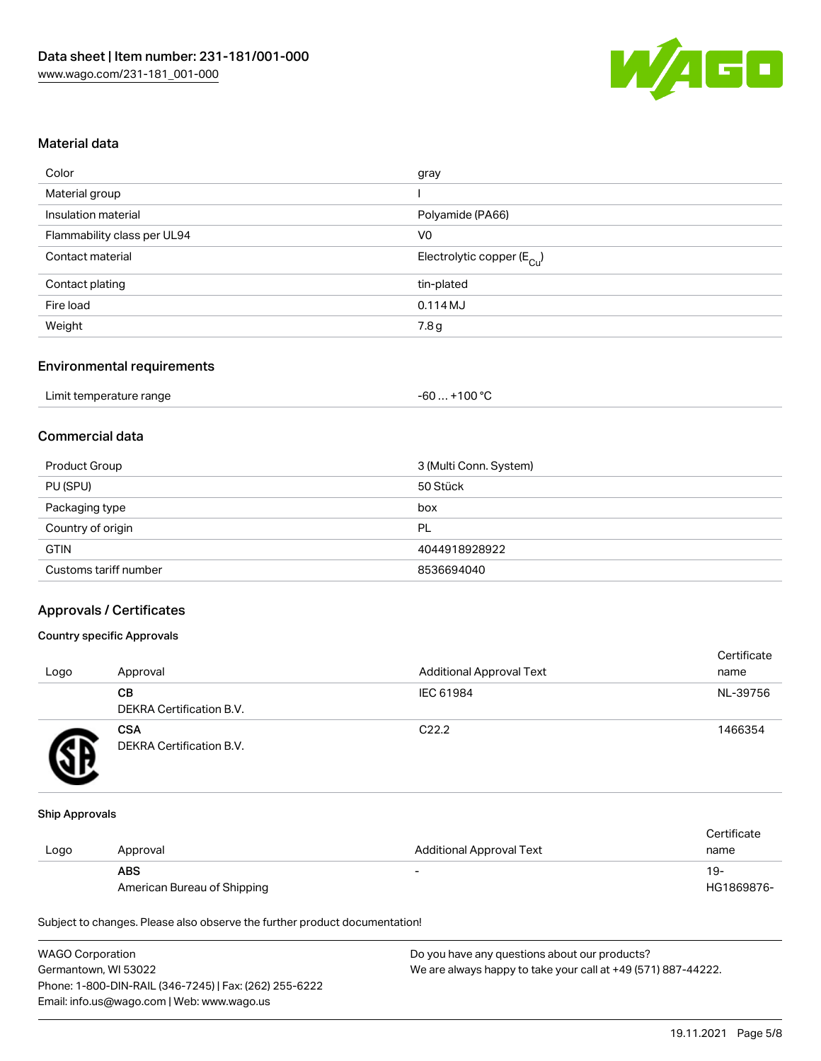## Material data

| Color | gray |
| --- | --- |
| Material group | I |
| Insulation material | Polyamide (PA66) |
| Flammability class per UL94 | V0 |
| Contact material | Electrolytic copper ($E_{Cu}$) |
| Contact plating | tin-plated |
| Fire load | 0.114 MJ |
| Weight | 7.8 g |

## Environmental requirements

| Limit temperature range | -60 … +100 °C |
| --- | --- |

## Commercial data

| Product Group | 3 (Multi Conn. System) |
| --- | --- |
| PU (SPU) | 50 Stück |
| Packaging type | box |
| Country of origin | PL |
| GTIN | 4044918928922 |
| Customs tariff number | 8536694040 |

## Approvals / Certificates

### Country specific Approvals

| Logo | Approval | Additional Approval Text | Certificate name |
| --- | --- | --- | --- |
| | **CB** DEKRA Certification B.V. | IEC 61984 | NL-39756 |
| | **CSA** DEKRA Certification B.V. | C22.2 | 1466354 |

### Ship Approvals

| Logo | Approval | Additional Approval Text | Certificate name |
| --- | --- | --- | --- |
| | **ABS** American Bureau of Shipping | - | 19-HG1869876- |

Subject to changes. Please also observe the further product documentation!

WAGO Corporation
Germantown, WI 53022
Phone: 1-800-DIN-RAIL (346-7245) | Fax: (262) 255-6222
Email: info.us@wago.com | Web: www.wago.us

Do you have any questions about our products?
We are always happy to take your call at +49 (571) 887-44222.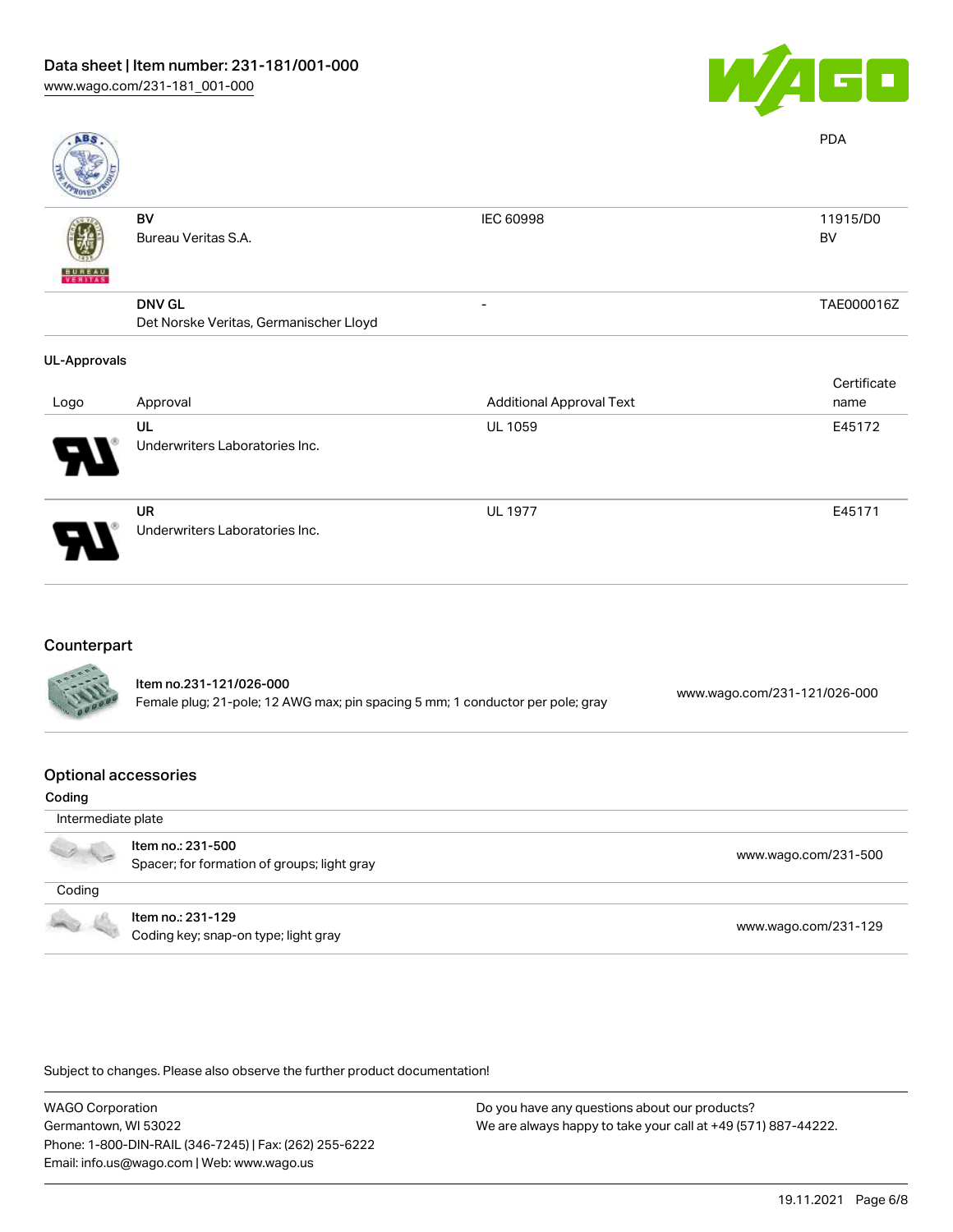| | | | PDA |
|---|---|---|---|
| | BV<br>Bureau Veritas S.A. | IEC 60998 | 11915/D0<br>BV |
| | DNV GL<br>Det Norske Veritas, Germanischer Lloyd | - | TAE000016Z |

### UL-Approvals

| Logo | Approval | Additional Approval Text | Certificate name |
|---|---|---|---|
| | UL<br>Underwriters Laboratories Inc. | UL 1059 | E45172 |
| | UR<br>Underwriters Laboratories Inc. | UL 1977 | E45171 |

## Counterpart

| Item no.231-121/026-000<br>Female plug; 21-pole; 12 AWG max; pin spacing 5 mm; 1 conductor per pole; gray | www.wago.com/231-121/026-000 |
|---|---|

## Optional accessories

**Coding**

Intermediate plate

| Item no.: 231-500<br>Spacer; for formation of groups; light gray | www.wago.com/231-500 |
|---|---|

Coding

| Item no.: 231-129<br>Coding key; snap-on type; light gray | www.wago.com/231-129 |
|---|---|

Subject to changes. Please also observe the further product documentation!

WAGO Corporation
Germantown, WI 53022
Phone: 1-800-DIN-RAIL (346-7245) | Fax: (262) 255-6222
Email: info.us@wago.com | Web: www.wago.us

Do you have any questions about our products?
We are always happy to take your call at +49 (571) 887-44222.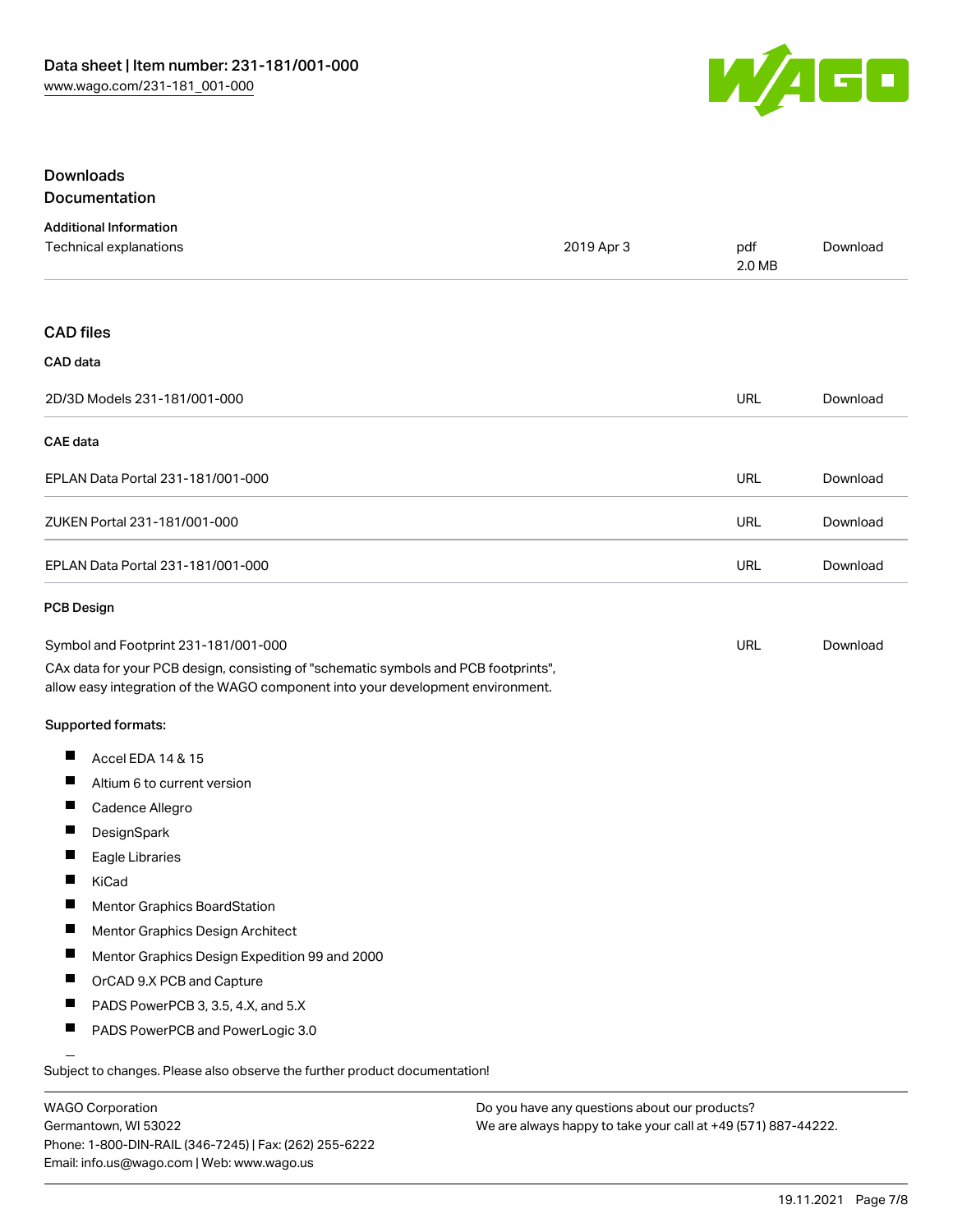## Downloads

### Documentation

**Additional Information**

| | | | |
|---|---|---|---|
| Technical explanations | 2019 Apr 3 | pdf 2.0 MB | Download |

### CAD files

**CAD data**

| | | |
|---|---|---|
| 2D/3D Models 231-181/001-000 | URL | Download |

**CAE data**

| | | |
|---|---|---|
| EPLAN Data Portal 231-181/001-000 | URL | Download |
| ZUKEN Portal 231-181/001-000 | URL | Download |
| EPLAN Data Portal 231-181/001-000 | URL | Download |

**PCB Design**

| | | |
|---|---|---|
| Symbol and Footprint 231-181/001-000 | URL | Download |

CAx data for your PCB design, consisting of "schematic symbols and PCB footprints", allow easy integration of the WAGO component into your development environment.

**Supported formats:**

- Accel EDA 14 & 15
- Altium 6 to current version
- Cadence Allegro
- DesignSpark
- Eagle Libraries
- KiCad
- Mentor Graphics BoardStation
- Mentor Graphics Design Architect
- Mentor Graphics Design Expedition 99 and 2000
- OrCAD 9.X PCB and Capture
- PADS PowerPCB 3, 3.5, 4.X, and 5.X
- PADS PowerPCB and PowerLogic 3.0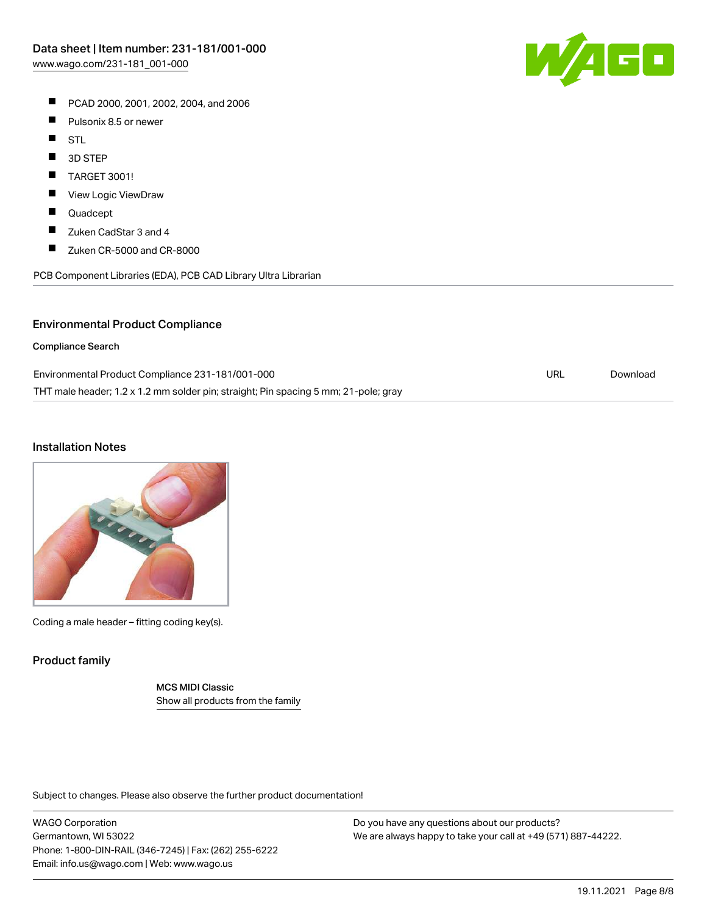- PCAD 2000, 2001, 2002, 2004, and 2006
- Pulsonix 8.5 or newer
- STL
- 3D STEP
- TARGET 3001!
- View Logic ViewDraw
- Quadcept
- Zuken CadStar 3 and 4
- Zuken CR-5000 and CR-8000

PCB Component Libraries (EDA), PCB CAD Library Ultra Librarian

## Environmental Product Compliance

**Compliance Search**

| | | |
|---|---|---|
| Environmental Product Compliance 231-181/001-000 | URL | Download |
| THT male header; 1.2 x 1.2 mm solder pin; straight; Pin spacing 5 mm; 21-pole; gray | | |

## Installation Notes

Coding a male header – fitting coding key(s).

## Product family

MCS MIDI Classic
Show all products from the family

Subject to changes. Please also observe the further product documentation!

WAGO Corporation
Germantown, WI 53022
Phone: 1-800-DIN-RAIL (346-7245) | Fax: (262) 255-6222
Email: info.us@wago.com | Web: www.wago.us

Do you have any questions about our products?
We are always happy to take your call at +49 (571) 887-44222.